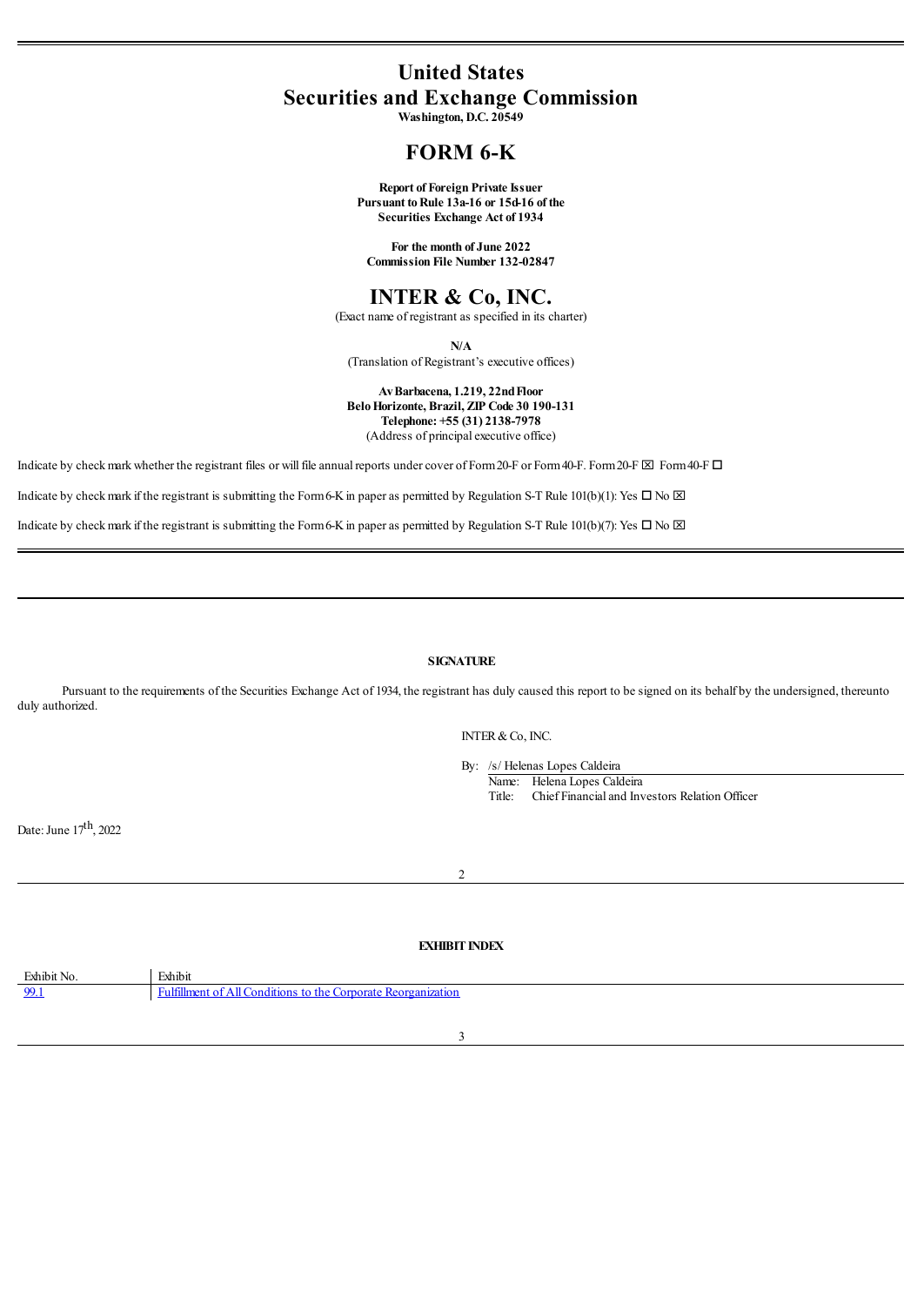# United States
# Securities and Exchange Commission

**Washington, D.C. 20549**

# FORM 6-K

**Report of Foreign Private Issuer**
**Pursuant to Rule 13a-16 or 15d-16 of the**
**Securities Exchange Act of 1934**

**For the month of June 2022**
**Commission File Number 132-02847**

# INTER & Co, INC.

(Exact name of registrant as specified in its charter)

**N/A**
(Translation of Registrant's executive offices)

**Av Barbacena, 1.219, 22nd Floor**
**Belo Horizonte, Brazil, ZIP Code 30 190-131**
**Telephone: +55 (31) 2138-7978**
(Address of principal executive office)

Indicate by check mark whether the registrant files or will file annual reports under cover of Form 20-F or Form 40-F. Form 20-F ☒ Form 40-F ☐

Indicate by check mark if the registrant is submitting the Form 6-K in paper as permitted by Regulation S-T Rule 101(b)(1): Yes ☐ No ☒

Indicate by check mark if the registrant is submitting the Form 6-K in paper as permitted by Regulation S-T Rule 101(b)(7): Yes ☐ No ☒

---

**SIGNATURE**

Pursuant to the requirements of the Securities Exchange Act of 1934, the registrant has duly caused this report to be signed on its behalf by the undersigned, thereunto duly authorized.

INTER & Co, INC.

By: /s/ Helenas Lopes Caldeira
Name: Helena Lopes Caldeira
Title: Chief Financial and Investors Relation Officer

Date: June 17th, 2022

---

**EXHIBIT INDEX**

| Exhibit No. | Exhibit |
|---|---|
| 99.1 | Fulfillment of All Conditions to the Corporate Reorganization |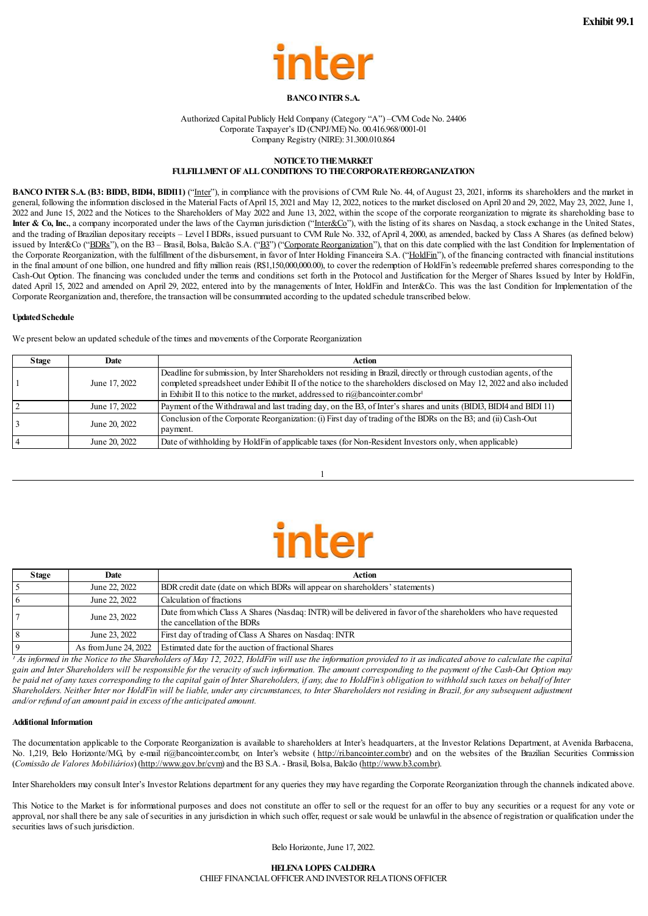**Exhibit 99.1**

**BANCO INTER S.A.**

Authorized Capital Publicly Held Company (Category "A") – CVM Code No. 24406
Corporate Taxpayer's ID (CNPJ/ME) No. 00.416.968/0001-01
Company Registry (NIRE): 31.300.010.864

**NOTICE TO THE MARKET**
**FULFILLMENT OF ALL CONDITIONS TO THE CORPORATE REORGANIZATION**

**BANCO INTER S.A. (B3: BIDI3, BIDI4, BIDI11)** ("Inter"), in compliance with the provisions of CVM Rule No. 44, of August 23, 2021, informs its shareholders and the market in general, following the information disclosed in the Material Facts of April 15, 2021 and May 12, 2022, notices to the market disclosed on April 20 and 29, 2022, May 23, 2022, June 1, 2022 and June 15, 2022 and the Notices to the Shareholders of May 2022 and June 13, 2022, within the scope of the corporate reorganization to migrate its shareholding base to **Inter & Co, Inc.**, a company incorporated under the laws of the Cayman jurisdiction ("Inter&Co"), with the listing of its shares on Nasdaq, a stock exchange in the United States, and the trading of Brazilian depositary receipts – Level I BDRs, issued pursuant to CVM Rule No. 332, of April 4, 2000, as amended, backed by Class A Shares (as defined below) issued by Inter&Co ("BDRs"), on the B3 – Brasil, Bolsa, Balcão S.A. ("B3") ("Corporate Reorganization"), that on this date complied with the last Condition for Implementation of the Corporate Reorganization, with the fulfillment of the disbursement, in favor of Inter Holding Financeira S.A. ("HoldFin"), of the financing contracted with financial institutions in the final amount of one billion, one hundred and fifty million reais (R$1,150,000,000.00), to cover the redemption of HoldFin's redeemable preferred shares corresponding to the Cash-Out Option. The financing was concluded under the terms and conditions set forth in the Protocol and Justification for the Merger of Shares Issued by Inter by HoldFin, dated April 15, 2022 and amended on April 29, 2022, entered into by the managements of Inter, HoldFin and Inter&Co. This was the last Condition for Implementation of the Corporate Reorganization and, therefore, the transaction will be consummated according to the updated schedule transcribed below.

**Updated Schedule**

We present below an updated schedule of the times and movements of the Corporate Reorganization

| Stage | Date | Action |
|---|---|---|
| 1 | June 17, 2022 | Deadline for submission, by Inter Shareholders not residing in Brazil, directly or through custodian agents, of the completed spreadsheet under Exhibit II of the notice to the shareholders disclosed on May 12, 2022 and also included in Exhibit II to this notice to the market, addressed to ri@bancointer.com.br[1] |
| 2 | June 17, 2022 | Payment of the Withdrawal and last trading day, on the B3, of Inter's shares and units (BIDI3, BIDI4 and BIDI 11) |
| 3 | June 20, 2022 | Conclusion of the Corporate Reorganization: (i) First day of trading of the BDRs on the B3; and (ii) Cash-Out payment. |
| 4 | June 20, 2022 | Date of withholding by HoldFin of applicable taxes (for Non-Resident Investors only, when applicable) |
| 5 | June 22, 2022 | BDR credit date (date on which BDRs will appear on shareholders' statements) |
| 6 | June 22, 2022 | Calculation of fractions |
| 7 | June 23, 2022 | Date from which Class A Shares (Nasdaq: INTR) will be delivered in favor of the shareholders who have requested the cancellation of the BDRs |
| 8 | June 23, 2022 | First day of trading of Class A Shares on Nasdaq: INTR |
| 9 | As from June 24, 2022 | Estimated date for the auction of fractional Shares |

*[1] As informed in the Notice to the Shareholders of May 12, 2022, HoldFin will use the information provided to it as indicated above to calculate the capital gain and Inter Shareholders will be responsible for the veracity of such information. The amount corresponding to the payment of the Cash-Out Option may be paid net of any taxes corresponding to the capital gain of Inter Shareholders, if any, due to HoldFin's obligation to withhold such taxes on behalf of Inter Shareholders. Neither Inter nor HoldFin will be liable, under any circumstances, to Inter Shareholders not residing in Brazil, for any subsequent adjustment and/or refund of an amount paid in excess of the anticipated amount.*

**Additional Information**

The documentation applicable to the Corporate Reorganization is available to shareholders at Inter's headquarters, at the Investor Relations Department, at Avenida Barbacena, No. 1,219, Belo Horizonte/MG, by e-mail ri@bancointer.com.br, on Inter's website (http://ri.bancointer.com.br) and on the websites of the Brazilian Securities Commission (*Comissão de Valores Mobiliários*) (http://www.gov.br/cvm) and the B3 S.A. - Brasil, Bolsa, Balcão (http://www.b3.com.br).

Inter Shareholders may consult Inter's Investor Relations department for any queries they may have regarding the Corporate Reorganization through the channels indicated above.

This Notice to the Market is for informational purposes and does not constitute an offer to sell or the request for an offer to buy any securities or a request for any vote or approval, nor shall there be any sale of securities in any jurisdiction in which such offer, request or sale would be unlawful in the absence of registration or qualification under the securities laws of such jurisdiction.

Belo Horizonte, June 17, 2022.

**HELENA LOPES CALDEIRA**
CHIEF FINANCIAL OFFICER AND INVESTOR RELATIONS OFFICER